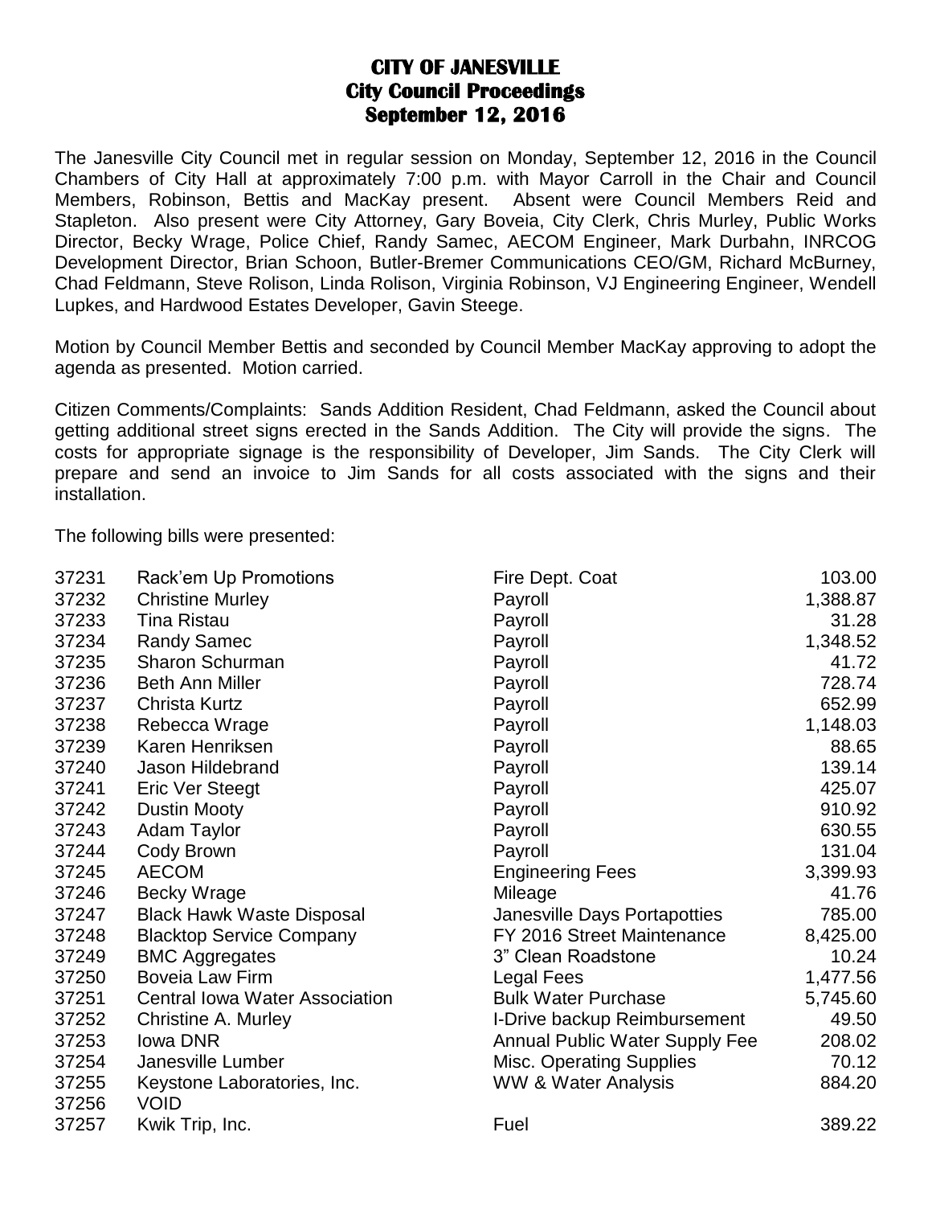# CITY OF JANESVILLE
## City Council Proceedings
## September 12, 2016

The Janesville City Council met in regular session on Monday, September 12, 2016 in the Council Chambers of City Hall at approximately 7:00 p.m. with Mayor Carroll in the Chair and Council Members, Robinson, Bettis and MacKay present. Absent were Council Members Reid and Stapleton. Also present were City Attorney, Gary Boveia, City Clerk, Chris Murley, Public Works Director, Becky Wrage, Police Chief, Randy Samec, AECOM Engineer, Mark Durbahn, INRCOG Development Director, Brian Schoon, Butler-Bremer Communications CEO/GM, Richard McBurney, Chad Feldmann, Steve Rolison, Linda Rolison, Virginia Robinson, VJ Engineering Engineer, Wendell Lupkes, and Hardwood Estates Developer, Gavin Steege.

Motion by Council Member Bettis and seconded by Council Member MacKay approving to adopt the agenda as presented. Motion carried.

Citizen Comments/Complaints: Sands Addition Resident, Chad Feldmann, asked the Council about getting additional street signs erected in the Sands Addition. The City will provide the signs. The costs for appropriate signage is the responsibility of Developer, Jim Sands. The City Clerk will prepare and send an invoice to Jim Sands for all costs associated with the signs and their installation.

The following bills were presented:

| | | | |
|---|---|---|---|
| 37231 | Rack'em Up Promotions | Fire Dept. Coat | 103.00 |
| 37232 | Christine Murley | Payroll | 1,388.87 |
| 37233 | Tina Ristau | Payroll | 31.28 |
| 37234 | Randy Samec | Payroll | 1,348.52 |
| 37235 | Sharon Schurman | Payroll | 41.72 |
| 37236 | Beth Ann Miller | Payroll | 728.74 |
| 37237 | Christa Kurtz | Payroll | 652.99 |
| 37238 | Rebecca Wrage | Payroll | 1,148.03 |
| 37239 | Karen Henriksen | Payroll | 88.65 |
| 37240 | Jason Hildebrand | Payroll | 139.14 |
| 37241 | Eric Ver Steegt | Payroll | 425.07 |
| 37242 | Dustin Mooty | Payroll | 910.92 |
| 37243 | Adam Taylor | Payroll | 630.55 |
| 37244 | Cody Brown | Payroll | 131.04 |
| 37245 | AECOM | Engineering Fees | 3,399.93 |
| 37246 | Becky Wrage | Mileage | 41.76 |
| 37247 | Black Hawk Waste Disposal | Janesville Days Portapotties | 785.00 |
| 37248 | Blacktop Service Company | FY 2016 Street Maintenance | 8,425.00 |
| 37249 | BMC Aggregates | 3" Clean Roadstone | 10.24 |
| 37250 | Boveia Law Firm | Legal Fees | 1,477.56 |
| 37251 | Central Iowa Water Association | Bulk Water Purchase | 5,745.60 |
| 37252 | Christine A. Murley | I-Drive backup Reimbursement | 49.50 |
| 37253 | Iowa DNR | Annual Public Water Supply Fee | 208.02 |
| 37254 | Janesville Lumber | Misc. Operating Supplies | 70.12 |
| 37255 | Keystone Laboratories, Inc. | WW & Water Analysis | 884.20 |
| 37256 | VOID | | |
| 37257 | Kwik Trip, Inc. | Fuel | 389.22 |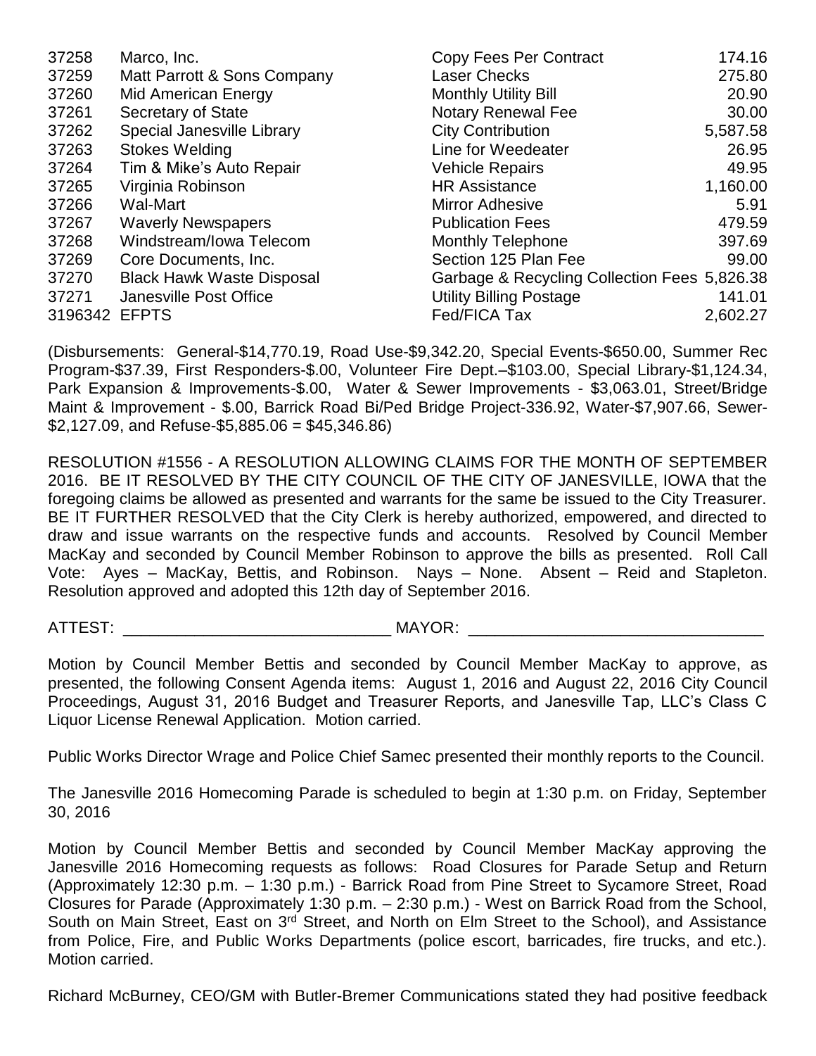| | | | |
|---|---|---|---|
| 37258 | Marco, Inc. | Copy Fees Per Contract | 174.16 |
| 37259 | Matt Parrott & Sons Company | Laser Checks | 275.80 |
| 37260 | Mid American Energy | Monthly Utility Bill | 20.90 |
| 37261 | Secretary of State | Notary Renewal Fee | 30.00 |
| 37262 | Special Janesville Library | City Contribution | 5,587.58 |
| 37263 | Stokes Welding | Line for Weedeater | 26.95 |
| 37264 | Tim & Mike's Auto Repair | Vehicle Repairs | 49.95 |
| 37265 | Virginia Robinson | HR Assistance | 1,160.00 |
| 37266 | Wal-Mart | Mirror Adhesive | 5.91 |
| 37267 | Waverly Newspapers | Publication Fees | 479.59 |
| 37268 | Windstream/Iowa Telecom | Monthly Telephone | 397.69 |
| 37269 | Core Documents, Inc. | Section 125 Plan Fee | 99.00 |
| 37270 | Black Hawk Waste Disposal | Garbage & Recycling Collection Fees | 5,826.38 |
| 37271 | Janesville Post Office | Utility Billing Postage | 141.01 |
| 3196342 | EFPTS | Fed/FICA Tax | 2,602.27 |

(Disbursements: General-$14,770.19, Road Use-$9,342.20, Special Events-$650.00, Summer Rec Program-$37.39, First Responders-$.00, Volunteer Fire Dept.–$103.00, Special Library-$1,124.34, Park Expansion & Improvements-$.00, Water & Sewer Improvements - $3,063.01, Street/Bridge Maint & Improvement - $.00, Barrick Road Bi/Ped Bridge Project-336.92, Water-$7,907.66, Sewer-$2,127.09, and Refuse-$5,885.06 = $45,346.86)

RESOLUTION #1556 - A RESOLUTION ALLOWING CLAIMS FOR THE MONTH OF SEPTEMBER 2016. BE IT RESOLVED BY THE CITY COUNCIL OF THE CITY OF JANESVILLE, IOWA that the foregoing claims be allowed as presented and warrants for the same be issued to the City Treasurer. BE IT FURTHER RESOLVED that the City Clerk is hereby authorized, empowered, and directed to draw and issue warrants on the respective funds and accounts. Resolved by Council Member MacKay and seconded by Council Member Robinson to approve the bills as presented. Roll Call Vote: Ayes – MacKay, Bettis, and Robinson. Nays – None. Absent – Reid and Stapleton. Resolution approved and adopted this 12th day of September 2016.

ATTEST: ______________________________ MAYOR: ________________________________

Motion by Council Member Bettis and seconded by Council Member MacKay to approve, as presented, the following Consent Agenda items: August 1, 2016 and August 22, 2016 City Council Proceedings, August 31, 2016 Budget and Treasurer Reports, and Janesville Tap, LLC's Class C Liquor License Renewal Application. Motion carried.

Public Works Director Wrage and Police Chief Samec presented their monthly reports to the Council.

The Janesville 2016 Homecoming Parade is scheduled to begin at 1:30 p.m. on Friday, September 30, 2016

Motion by Council Member Bettis and seconded by Council Member MacKay approving the Janesville 2016 Homecoming requests as follows: Road Closures for Parade Setup and Return (Approximately 12:30 p.m. – 1:30 p.m.) - Barrick Road from Pine Street to Sycamore Street, Road Closures for Parade (Approximately 1:30 p.m. – 2:30 p.m.) - West on Barrick Road from the School, South on Main Street, East on 3rd Street, and North on Elm Street to the School), and Assistance from Police, Fire, and Public Works Departments (police escort, barricades, fire trucks, and etc.). Motion carried.

Richard McBurney, CEO/GM with Butler-Bremer Communications stated they had positive feedback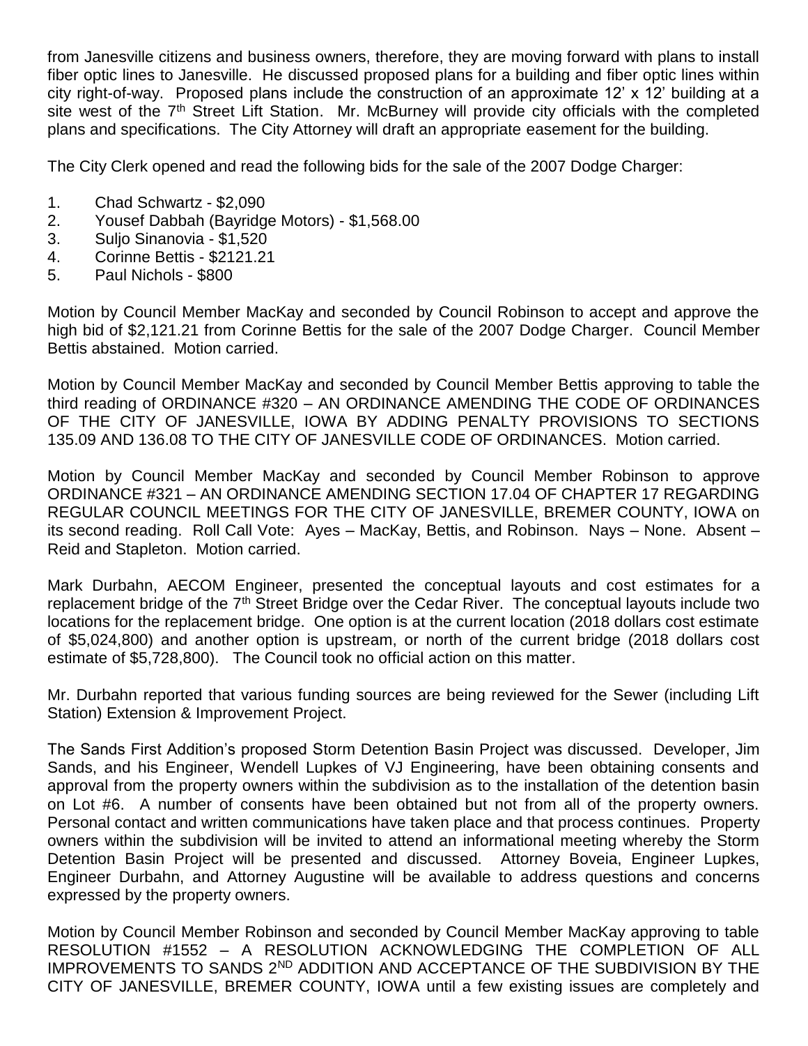from Janesville citizens and business owners, therefore, they are moving forward with plans to install fiber optic lines to Janesville. He discussed proposed plans for a building and fiber optic lines within city right-of-way. Proposed plans include the construction of an approximate 12' x 12' building at a site west of the 7th Street Lift Station. Mr. McBurney will provide city officials with the completed plans and specifications. The City Attorney will draft an appropriate easement for the building.

The City Clerk opened and read the following bids for the sale of the 2007 Dodge Charger:

1. Chad Schwartz - $2,090
2. Yousef Dabbah (Bayridge Motors) - $1,568.00
3. Suljo Sinanovia - $1,520
4. Corinne Bettis - $2121.21
5. Paul Nichols - $800

Motion by Council Member MacKay and seconded by Council Robinson to accept and approve the high bid of $2,121.21 from Corinne Bettis for the sale of the 2007 Dodge Charger. Council Member Bettis abstained. Motion carried.

Motion by Council Member MacKay and seconded by Council Member Bettis approving to table the third reading of ORDINANCE #320 – AN ORDINANCE AMENDING THE CODE OF ORDINANCES OF THE CITY OF JANESVILLE, IOWA BY ADDING PENALTY PROVISIONS TO SECTIONS 135.09 AND 136.08 TO THE CITY OF JANESVILLE CODE OF ORDINANCES. Motion carried.

Motion by Council Member MacKay and seconded by Council Member Robinson to approve ORDINANCE #321 – AN ORDINANCE AMENDING SECTION 17.04 OF CHAPTER 17 REGARDING REGULAR COUNCIL MEETINGS FOR THE CITY OF JANESVILLE, BREMER COUNTY, IOWA on its second reading. Roll Call Vote: Ayes – MacKay, Bettis, and Robinson. Nays – None. Absent – Reid and Stapleton. Motion carried.

Mark Durbahn, AECOM Engineer, presented the conceptual layouts and cost estimates for a replacement bridge of the 7th Street Bridge over the Cedar River. The conceptual layouts include two locations for the replacement bridge. One option is at the current location (2018 dollars cost estimate of $5,024,800) and another option is upstream, or north of the current bridge (2018 dollars cost estimate of $5,728,800). The Council took no official action on this matter.

Mr. Durbahn reported that various funding sources are being reviewed for the Sewer (including Lift Station) Extension & Improvement Project.

The Sands First Addition's proposed Storm Detention Basin Project was discussed. Developer, Jim Sands, and his Engineer, Wendell Lupkes of VJ Engineering, have been obtaining consents and approval from the property owners within the subdivision as to the installation of the detention basin on Lot #6. A number of consents have been obtained but not from all of the property owners. Personal contact and written communications have taken place and that process continues. Property owners within the subdivision will be invited to attend an informational meeting whereby the Storm Detention Basin Project will be presented and discussed. Attorney Boveia, Engineer Lupkes, Engineer Durbahn, and Attorney Augustine will be available to address questions and concerns expressed by the property owners.

Motion by Council Member Robinson and seconded by Council Member MacKay approving to table RESOLUTION #1552 – A RESOLUTION ACKNOWLEDGING THE COMPLETION OF ALL IMPROVEMENTS TO SANDS 2ND ADDITION AND ACCEPTANCE OF THE SUBDIVISION BY THE CITY OF JANESVILLE, BREMER COUNTY, IOWA until a few existing issues are completely and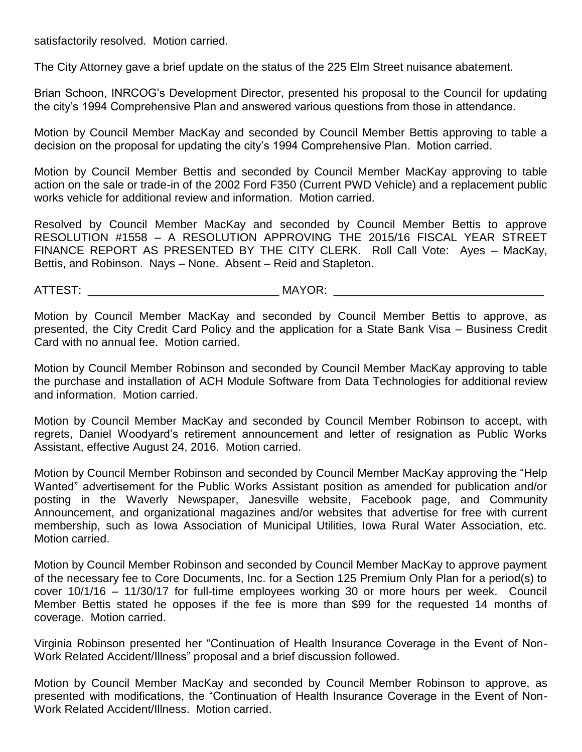satisfactorily resolved. Motion carried.

The City Attorney gave a brief update on the status of the 225 Elm Street nuisance abatement.

Brian Schoon, INRCOG's Development Director, presented his proposal to the Council for updating the city's 1994 Comprehensive Plan and answered various questions from those in attendance.

Motion by Council Member MacKay and seconded by Council Member Bettis approving to table a decision on the proposal for updating the city's 1994 Comprehensive Plan. Motion carried.

Motion by Council Member Bettis and seconded by Council Member MacKay approving to table action on the sale or trade-in of the 2002 Ford F350 (Current PWD Vehicle) and a replacement public works vehicle for additional review and information. Motion carried.

Resolved by Council Member MacKay and seconded by Council Member Bettis to approve RESOLUTION #1558 – A RESOLUTION APPROVING THE 2015/16 FISCAL YEAR STREET FINANCE REPORT AS PRESENTED BY THE CITY CLERK. Roll Call Vote: Ayes – MacKay, Bettis, and Robinson. Nays – None. Absent – Reid and Stapleton.

ATTEST: ______________________________ MAYOR: _________________________________

Motion by Council Member MacKay and seconded by Council Member Bettis to approve, as presented, the City Credit Card Policy and the application for a State Bank Visa – Business Credit Card with no annual fee. Motion carried.

Motion by Council Member Robinson and seconded by Council Member MacKay approving to table the purchase and installation of ACH Module Software from Data Technologies for additional review and information. Motion carried.

Motion by Council Member MacKay and seconded by Council Member Robinson to accept, with regrets, Daniel Woodyard's retirement announcement and letter of resignation as Public Works Assistant, effective August 24, 2016. Motion carried.

Motion by Council Member Robinson and seconded by Council Member MacKay approving the "Help Wanted" advertisement for the Public Works Assistant position as amended for publication and/or posting in the Waverly Newspaper, Janesville website, Facebook page, and Community Announcement, and organizational magazines and/or websites that advertise for free with current membership, such as Iowa Association of Municipal Utilities, Iowa Rural Water Association, etc. Motion carried.

Motion by Council Member Robinson and seconded by Council Member MacKay to approve payment of the necessary fee to Core Documents, Inc. for a Section 125 Premium Only Plan for a period(s) to cover 10/1/16 – 11/30/17 for full-time employees working 30 or more hours per week. Council Member Bettis stated he opposes if the fee is more than $99 for the requested 14 months of coverage. Motion carried.

Virginia Robinson presented her "Continuation of Health Insurance Coverage in the Event of Non-Work Related Accident/Illness" proposal and a brief discussion followed.

Motion by Council Member MacKay and seconded by Council Member Robinson to approve, as presented with modifications, the "Continuation of Health Insurance Coverage in the Event of Non-Work Related Accident/Illness. Motion carried.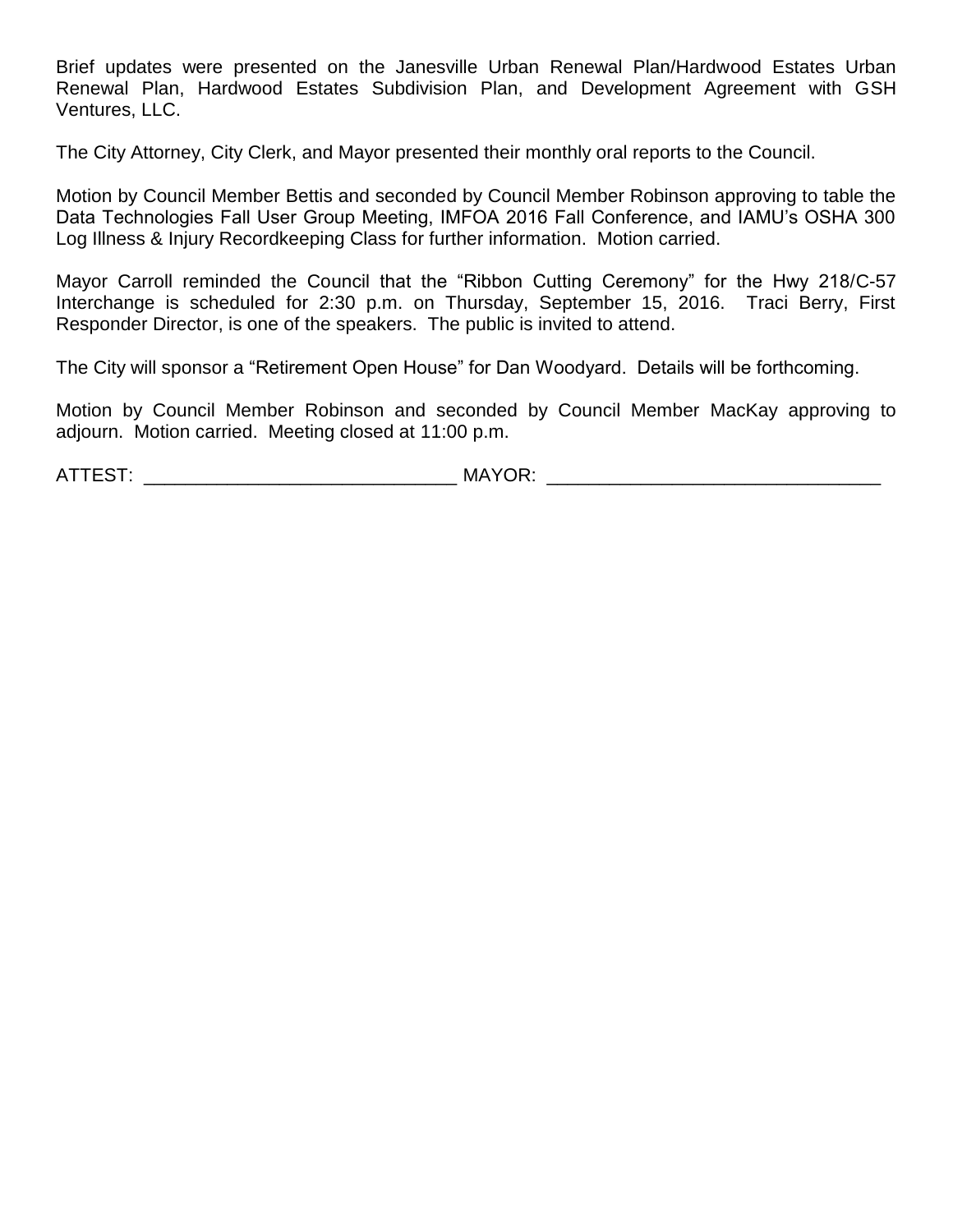Brief updates were presented on the Janesville Urban Renewal Plan/Hardwood Estates Urban Renewal Plan, Hardwood Estates Subdivision Plan, and Development Agreement with GSH Ventures, LLC.

The City Attorney, City Clerk, and Mayor presented their monthly oral reports to the Council.

Motion by Council Member Bettis and seconded by Council Member Robinson approving to table the Data Technologies Fall User Group Meeting, IMFOA 2016 Fall Conference, and IAMU's OSHA 300 Log Illness & Injury Recordkeeping Class for further information. Motion carried.

Mayor Carroll reminded the Council that the "Ribbon Cutting Ceremony" for the Hwy 218/C-57 Interchange is scheduled for 2:30 p.m. on Thursday, September 15, 2016. Traci Berry, First Responder Director, is one of the speakers. The public is invited to attend.

The City will sponsor a "Retirement Open House" for Dan Woodyard. Details will be forthcoming.

Motion by Council Member Robinson and seconded by Council Member MacKay approving to adjourn. Motion carried. Meeting closed at 11:00 p.m.

ATTEST: ______________________________ MAYOR: ________________________________